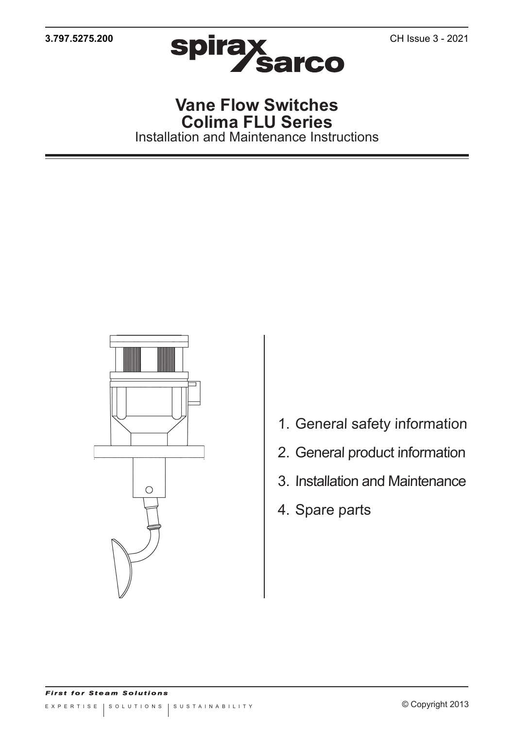3.797.5275.200

CH Issue 3 - 2021

# Vane Flow Switches
# Colima FLU Series

Installation and Maintenance Instructions

1. General safety information
2. General product information
3. Installation and Maintenance
4. Spare parts

*First for Steam Solutions*

EXPERTISE | SOLUTIONS | SUSTAINABILITY

© Copyright 2013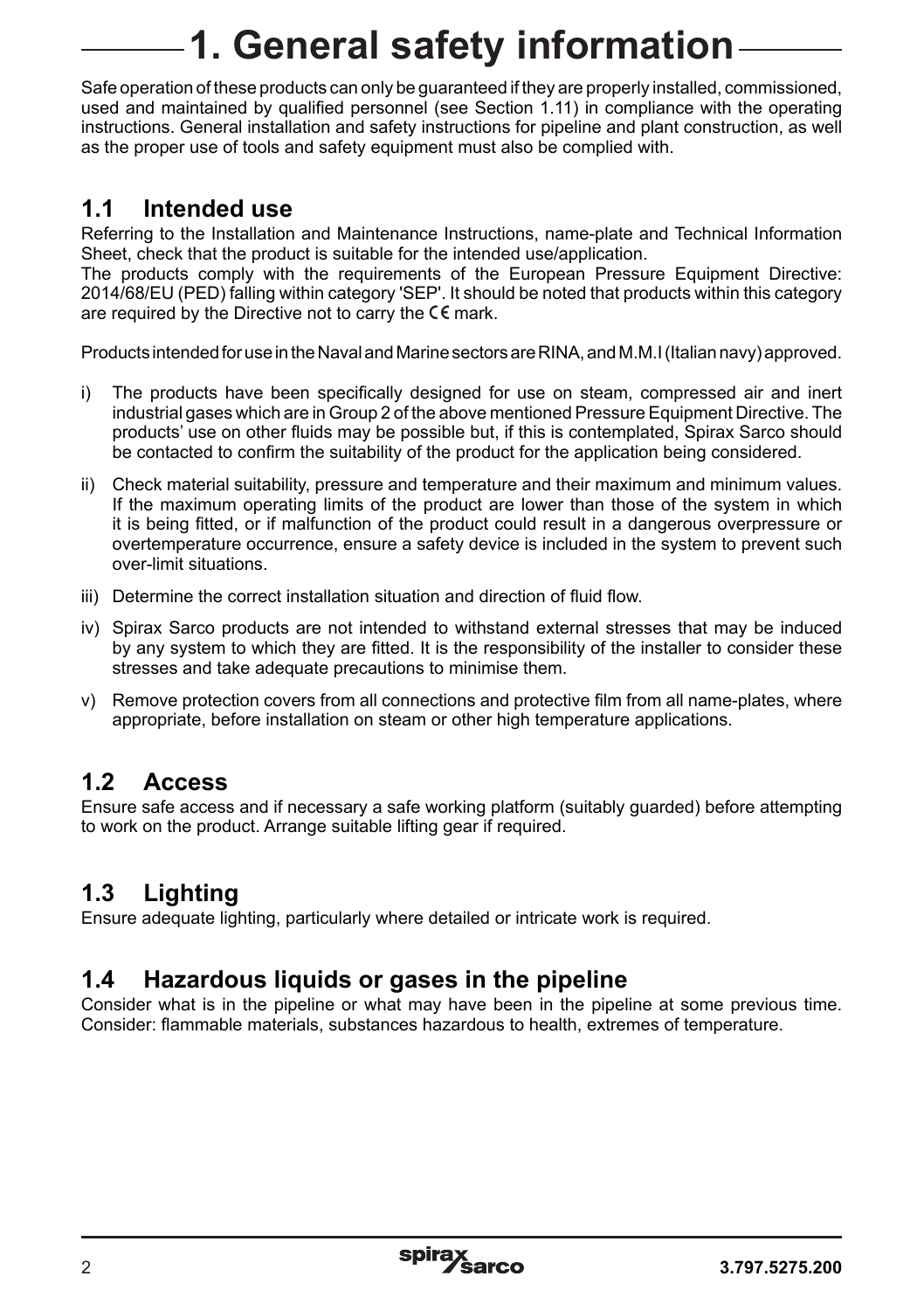# 1. General safety information

Safe operation of these products can only be guaranteed if they are properly installed, commissioned, used and maintained by qualified personnel (see Section 1.11) in compliance with the operating instructions. General installation and safety instructions for pipeline and plant construction, as well as the proper use of tools and safety equipment must also be complied with.

## 1.1 Intended use

Referring to the Installation and Maintenance Instructions, name-plate and Technical Information Sheet, check that the product is suitable for the intended use/application.

The products comply with the requirements of the European Pressure Equipment Directive: 2014/68/EU (PED) falling within category 'SEP'. It should be noted that products within this category are required by the Directive not to carry the CE mark.

Products intended for use in the Naval and Marine sectors are RINA, and M.M.I (Italian navy) approved.

i) The products have been specifically designed for use on steam, compressed air and inert industrial gases which are in Group 2 of the above mentioned Pressure Equipment Directive. The products' use on other fluids may be possible but, if this is contemplated, Spirax Sarco should be contacted to confirm the suitability of the product for the application being considered.

ii) Check material suitability, pressure and temperature and their maximum and minimum values. If the maximum operating limits of the product are lower than those of the system in which it is being fitted, or if malfunction of the product could result in a dangerous overpressure or overtemperature occurrence, ensure a safety device is included in the system to prevent such over-limit situations.

iii) Determine the correct installation situation and direction of fluid flow.

iv) Spirax Sarco products are not intended to withstand external stresses that may be induced by any system to which they are fitted. It is the responsibility of the installer to consider these stresses and take adequate precautions to minimise them.

v) Remove protection covers from all connections and protective film from all name-plates, where appropriate, before installation on steam or other high temperature applications.

## 1.2 Access

Ensure safe access and if necessary a safe working platform (suitably guarded) before attempting to work on the product. Arrange suitable lifting gear if required.

## 1.3 Lighting

Ensure adequate lighting, particularly where detailed or intricate work is required.

## 1.4 Hazardous liquids or gases in the pipeline

Consider what is in the pipeline or what may have been in the pipeline at some previous time. Consider: flammable materials, substances hazardous to health, extremes of temperature.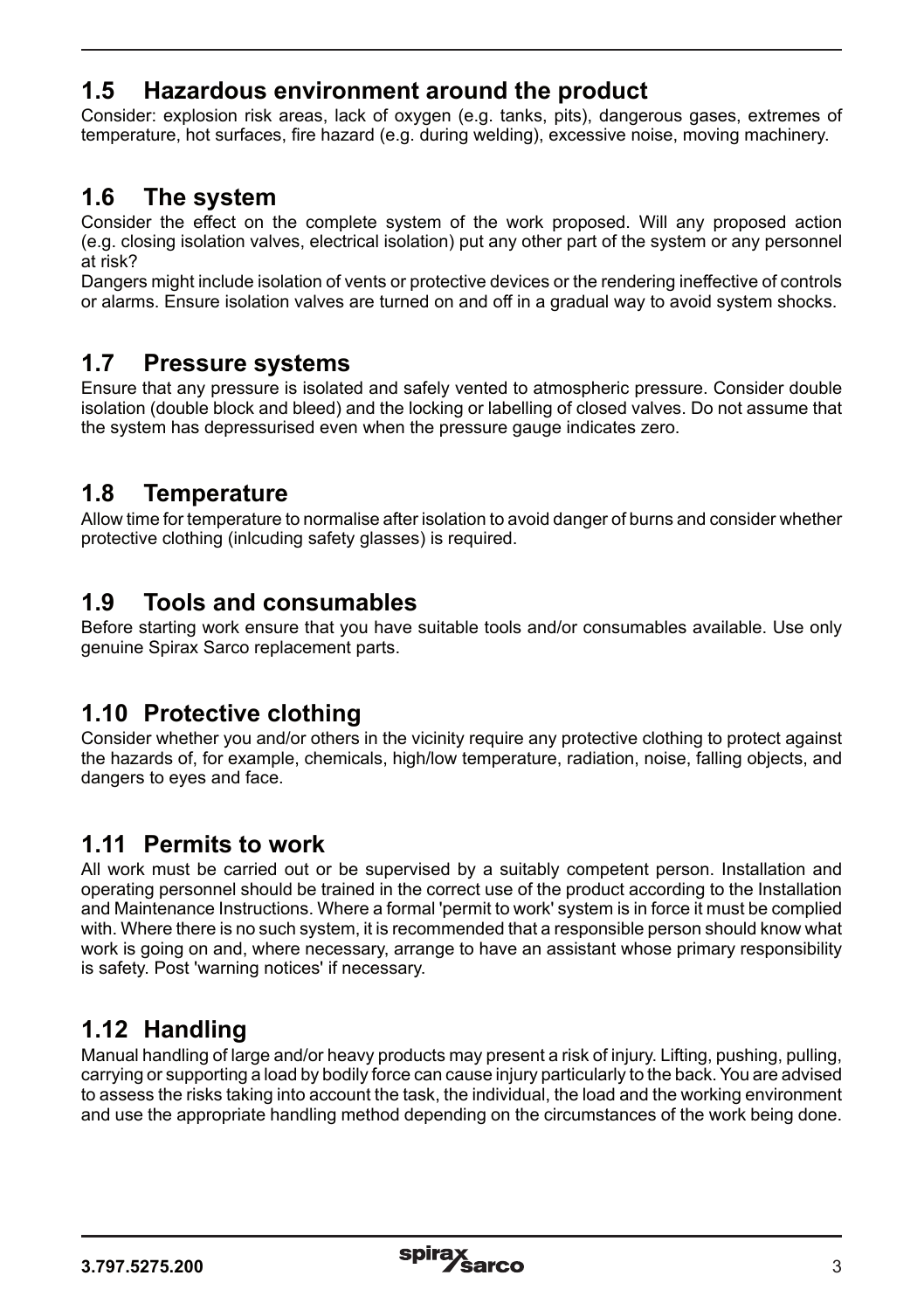## 1.5 Hazardous environment around the product

Consider: explosion risk areas, lack of oxygen (e.g. tanks, pits), dangerous gases, extremes of temperature, hot surfaces, fire hazard (e.g. during welding), excessive noise, moving machinery.

## 1.6 The system

Consider the effect on the complete system of the work proposed. Will any proposed action (e.g. closing isolation valves, electrical isolation) put any other part of the system or any personnel at risk?

Dangers might include isolation of vents or protective devices or the rendering ineffective of controls or alarms. Ensure isolation valves are turned on and off in a gradual way to avoid system shocks.

## 1.7 Pressure systems

Ensure that any pressure is isolated and safely vented to atmospheric pressure. Consider double isolation (double block and bleed) and the locking or labelling of closed valves. Do not assume that the system has depressurised even when the pressure gauge indicates zero.

## 1.8 Temperature

Allow time for temperature to normalise after isolation to avoid danger of burns and consider whether protective clothing (inlcuding safety glasses) is required.

## 1.9 Tools and consumables

Before starting work ensure that you have suitable tools and/or consumables available. Use only genuine Spirax Sarco replacement parts.

## 1.10 Protective clothing

Consider whether you and/or others in the vicinity require any protective clothing to protect against the hazards of, for example, chemicals, high/low temperature, radiation, noise, falling objects, and dangers to eyes and face.

## 1.11 Permits to work

All work must be carried out or be supervised by a suitably competent person. Installation and operating personnel should be trained in the correct use of the product according to the Installation and Maintenance Instructions. Where a formal 'permit to work' system is in force it must be complied with. Where there is no such system, it is recommended that a responsible person should know what work is going on and, where necessary, arrange to have an assistant whose primary responsibility is safety. Post 'warning notices' if necessary.

## 1.12 Handling

Manual handling of large and/or heavy products may present a risk of injury. Lifting, pushing, pulling, carrying or supporting a load by bodily force can cause injury particularly to the back. You are advised to assess the risks taking into account the task, the individual, the load and the working environment and use the appropriate handling method depending on the circumstances of the work being done.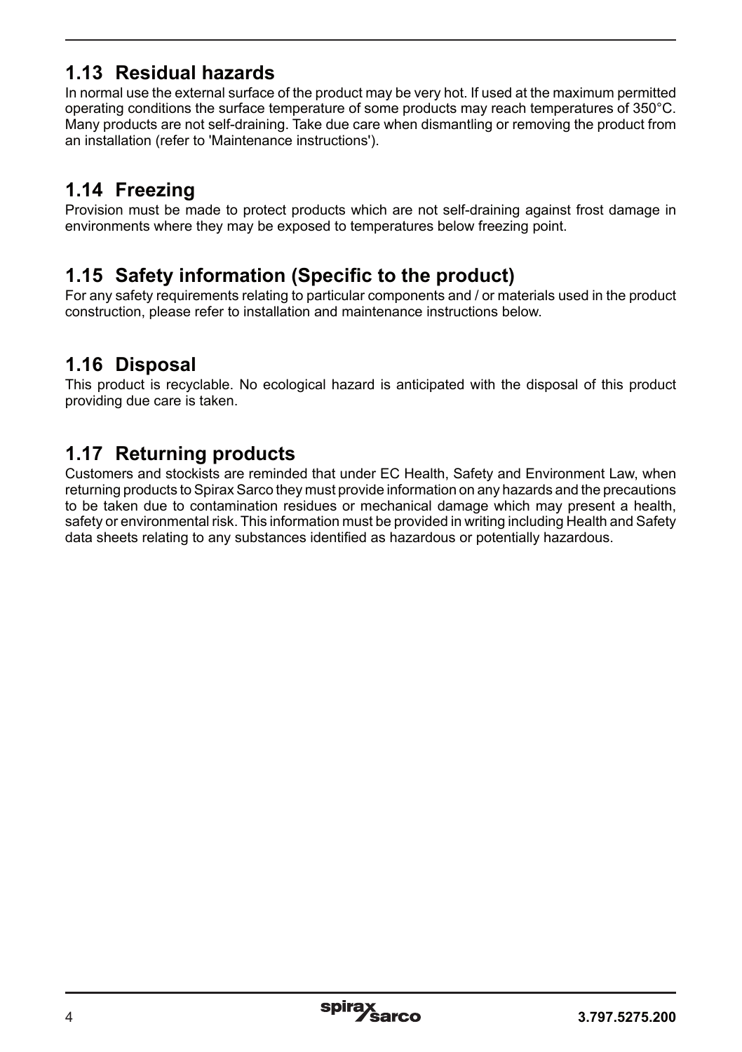## 1.13 Residual hazards

In normal use the external surface of the product may be very hot. If used at the maximum permitted operating conditions the surface temperature of some products may reach temperatures of 350°C. Many products are not self-draining. Take due care when dismantling or removing the product from an installation (refer to 'Maintenance instructions').

## 1.14 Freezing

Provision must be made to protect products which are not self-draining against frost damage in environments where they may be exposed to temperatures below freezing point.

## 1.15 Safety information (Specific to the product)

For any safety requirements relating to particular components and / or materials used in the product construction, please refer to installation and maintenance instructions below.

## 1.16 Disposal

This product is recyclable. No ecological hazard is anticipated with the disposal of this product providing due care is taken.

## 1.17 Returning products

Customers and stockists are reminded that under EC Health, Safety and Environment Law, when returning products to Spirax Sarco they must provide information on any hazards and the precautions to be taken due to contamination residues or mechanical damage which may present a health, safety or environmental risk. This information must be provided in writing including Health and Safety data sheets relating to any substances identified as hazardous or potentially hazardous.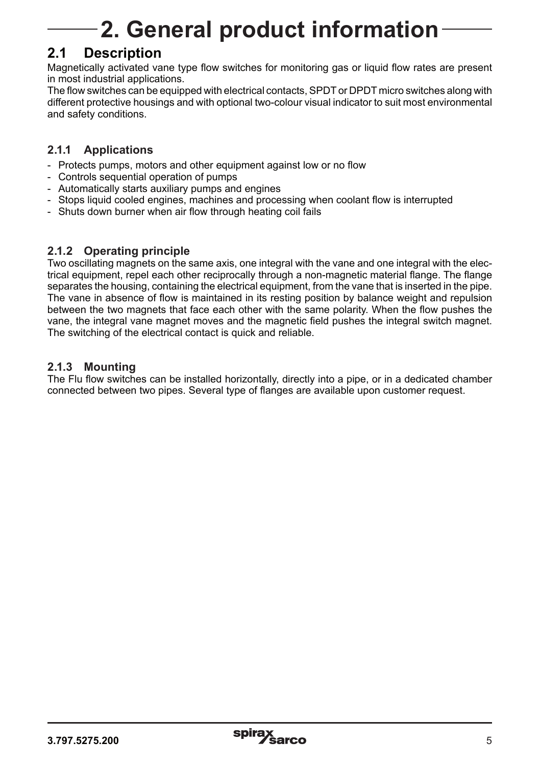# 2. General product information

## 2.1 Description

Magnetically activated vane type flow switches for monitoring gas or liquid flow rates are present in most industrial applications.

The flow switches can be equipped with electrical contacts, SPDT or DPDT micro switches along with different protective housings and with optional two-colour visual indicator to suit most environmental and safety conditions.

### 2.1.1 Applications

- Protects pumps, motors and other equipment against low or no flow
- Controls sequential operation of pumps
- Automatically starts auxiliary pumps and engines
- Stops liquid cooled engines, machines and processing when coolant flow is interrupted
- Shuts down burner when air flow through heating coil fails

### 2.1.2 Operating principle

Two oscillating magnets on the same axis, one integral with the vane and one integral with the electrical equipment, repel each other reciprocally through a non-magnetic material flange. The flange separates the housing, containing the electrical equipment, from the vane that is inserted in the pipe. The vane in absence of flow is maintained in its resting position by balance weight and repulsion between the two magnets that face each other with the same polarity. When the flow pushes the vane, the integral vane magnet moves and the magnetic field pushes the integral switch magnet. The switching of the electrical contact is quick and reliable.

### 2.1.3 Mounting

The Flu flow switches can be installed horizontally, directly into a pipe, or in a dedicated chamber connected between two pipes. Several type of flanges are available upon customer request.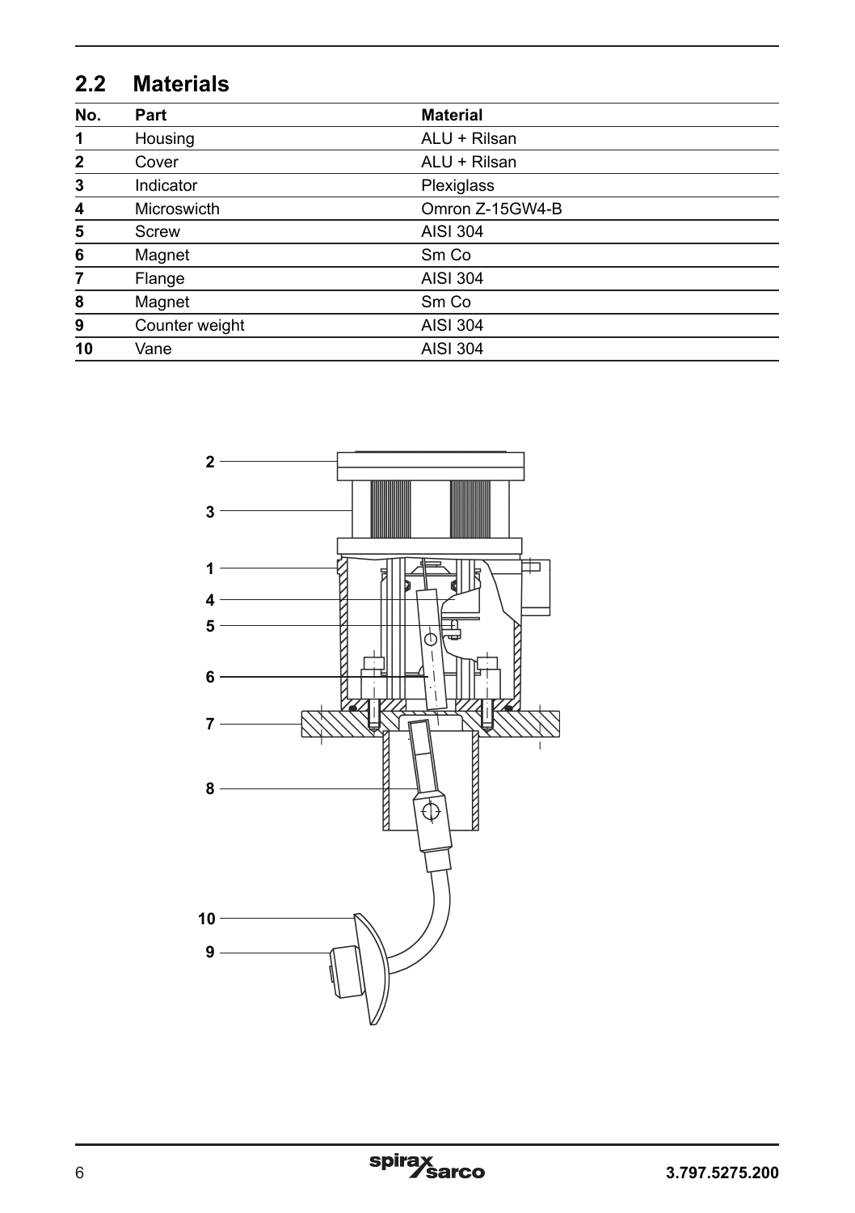## 2.2 Materials

| No. | Part | Material |
|---|---|---|
| 1 | Housing | ALU + Rilsan |
| 2 | Cover | ALU + Rilsan |
| 3 | Indicator | Plexiglass |
| 4 | Microswicth | Omron Z-15GW4-B |
| 5 | Screw | AISI 304 |
| 6 | Magnet | Sm Co |
| 7 | Flange | AISI 304 |
| 8 | Magnet | Sm Co |
| 9 | Counter weight | AISI 304 |
| 10 | Vane | AISI 304 |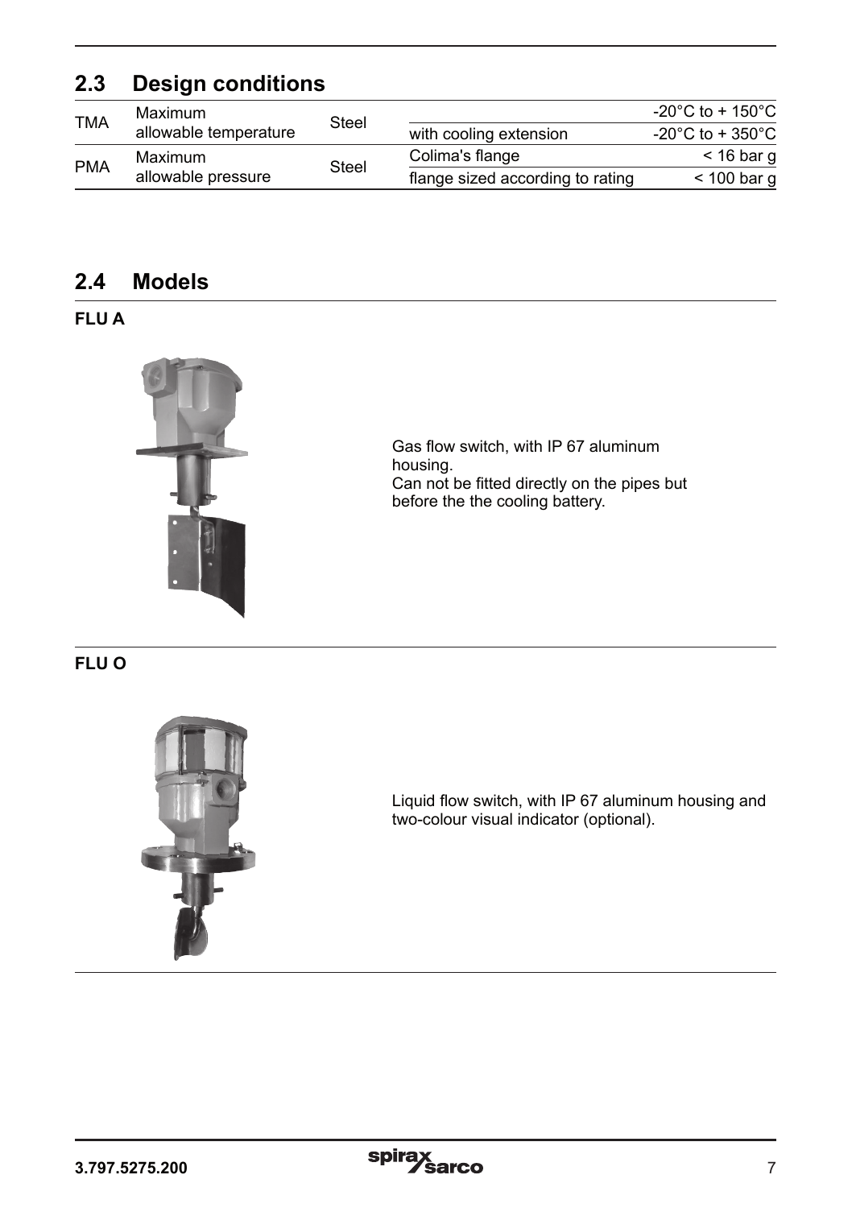## 2.3 Design conditions

| | | | | |
|---|---|---|---|---|
| TMA | Maximum allowable temperature | Steel | | -20°C to + 150°C |
| | | | with cooling extension | -20°C to + 350°C |
| PMA | Maximum allowable pressure | Steel | Colima's flange | < 16 bar g |
| | | | flange sized according to rating | < 100 bar g |

## 2.4 Models

**FLU A**

Gas flow switch, with IP 67 aluminum housing.
Can not be fitted directly on the pipes but before the the cooling battery.

**FLU O**

Liquid flow switch, with IP 67 aluminum housing and two-colour visual indicator (optional).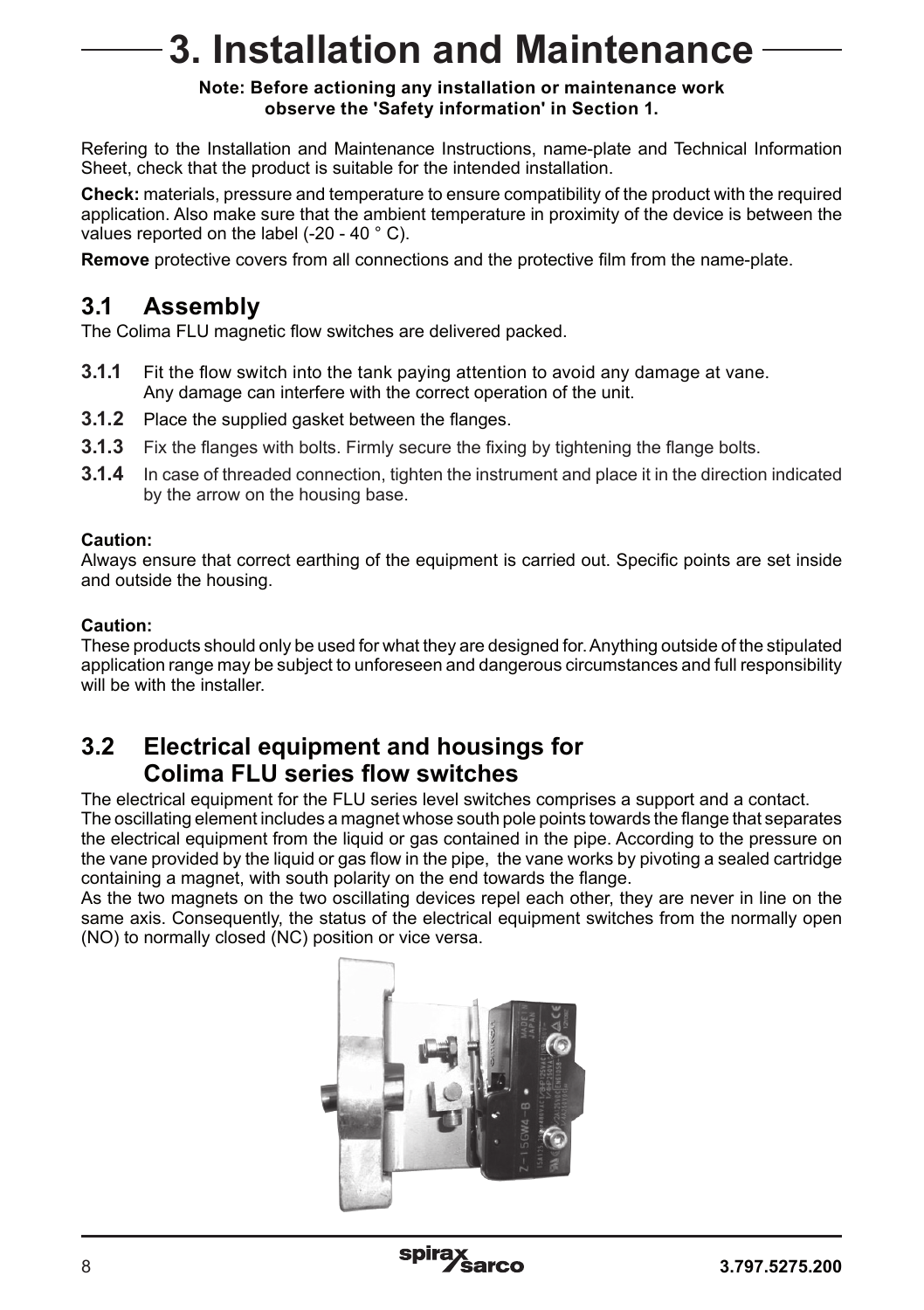# 3. Installation and Maintenance

**Note: Before actioning any installation or maintenance work observe the 'Safety information' in Section 1.**

Refering to the Installation and Maintenance Instructions, name-plate and Technical Information Sheet, check that the product is suitable for the intended installation.

**Check:** materials, pressure and temperature to ensure compatibility of the product with the required application. Also make sure that the ambient temperature in proximity of the device is between the values reported on the label (-20 - 40 ° C).

**Remove** protective covers from all connections and the protective film from the name-plate.

## 3.1 Assembly

The Colima FLU magnetic flow switches are delivered packed.

**3.1.1** Fit the flow switch into the tank paying attention to avoid any damage at vane. Any damage can interfere with the correct operation of the unit.

**3.1.2** Place the supplied gasket between the flanges.

**3.1.3** Fix the flanges with bolts. Firmly secure the fixing by tightening the flange bolts.

**3.1.4** In case of threaded connection, tighten the instrument and place it in the direction indicated by the arrow on the housing base.

**Caution:**
Always ensure that correct earthing of the equipment is carried out. Specific points are set inside and outside the housing.

**Caution:**
These products should only be used for what they are designed for. Anything outside of the stipulated application range may be subject to unforeseen and dangerous circumstances and full responsibility will be with the installer.

## 3.2 Electrical equipment and housings for Colima FLU series flow switches

The electrical equipment for the FLU series level switches comprises a support and a contact.
The oscillating element includes a magnet whose south pole points towards the flange that separates the electrical equipment from the liquid or gas contained in the pipe. According to the pressure on the vane provided by the liquid or gas flow in the pipe, the vane works by pivoting a sealed cartridge containing a magnet, with south polarity on the end towards the flange.
As the two magnets on the two oscillating devices repel each other, they are never in line on the same axis. Consequently, the status of the electrical equipment switches from the normally open (NO) to normally closed (NC) position or vice versa.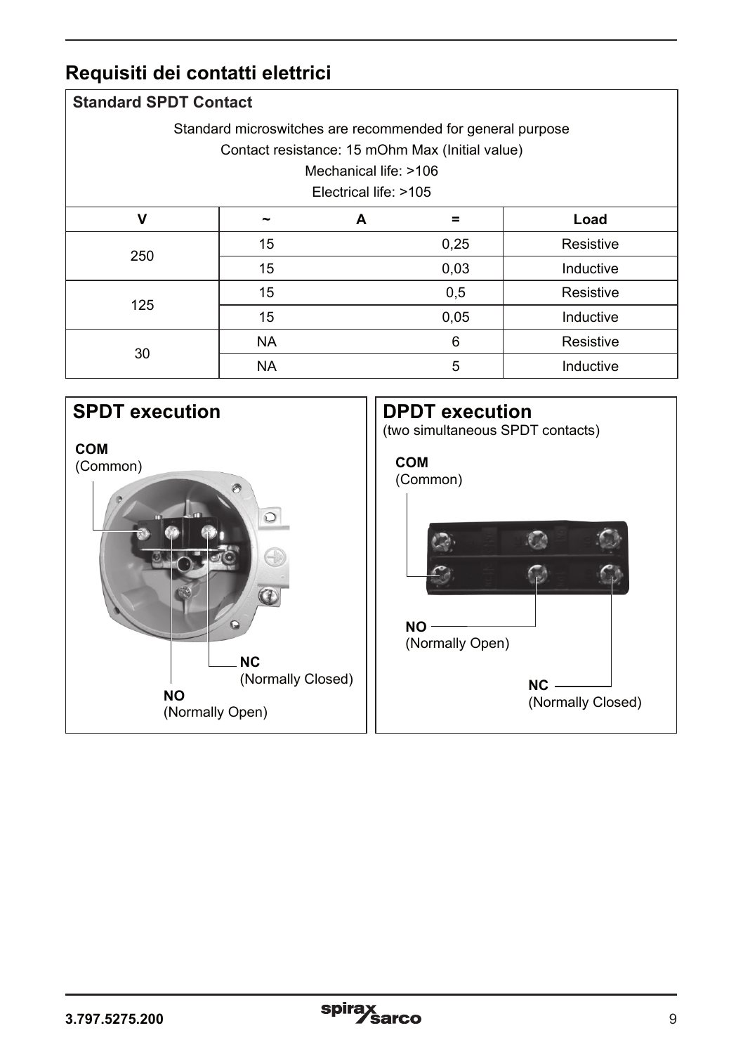## Requisiti dei contatti elettrici

| **Standard SPDT Contact** | | | |
|---|---|---|---|
| Standard microswitches are recommended for general purpose<br>Contact resistance: 15 mOhm Max (Initial value)<br>Mechanical life: >106<br>Electrical life: >105 | | | |
| **V** | **~ A** | **=** | **Load** |
| 250 | 15 | 0,25 | Resistive |
| | 15 | 0,03 | Inductive |
| 125 | 15 | 0,5 | Resistive |
| | 15 | 0,05 | Inductive |
| 30 | NA | 6 | Resistive |
| | NA | 5 | Inductive |

### SPDT execution

**COM**
(Common)

**NC**
(Normally Closed)

**NO**
(Normally Open)

### DPDT execution

(two simultaneous SPDT contacts)

**COM**
(Common)

**NO**
(Normally Open)

**NC**
(Normally Closed)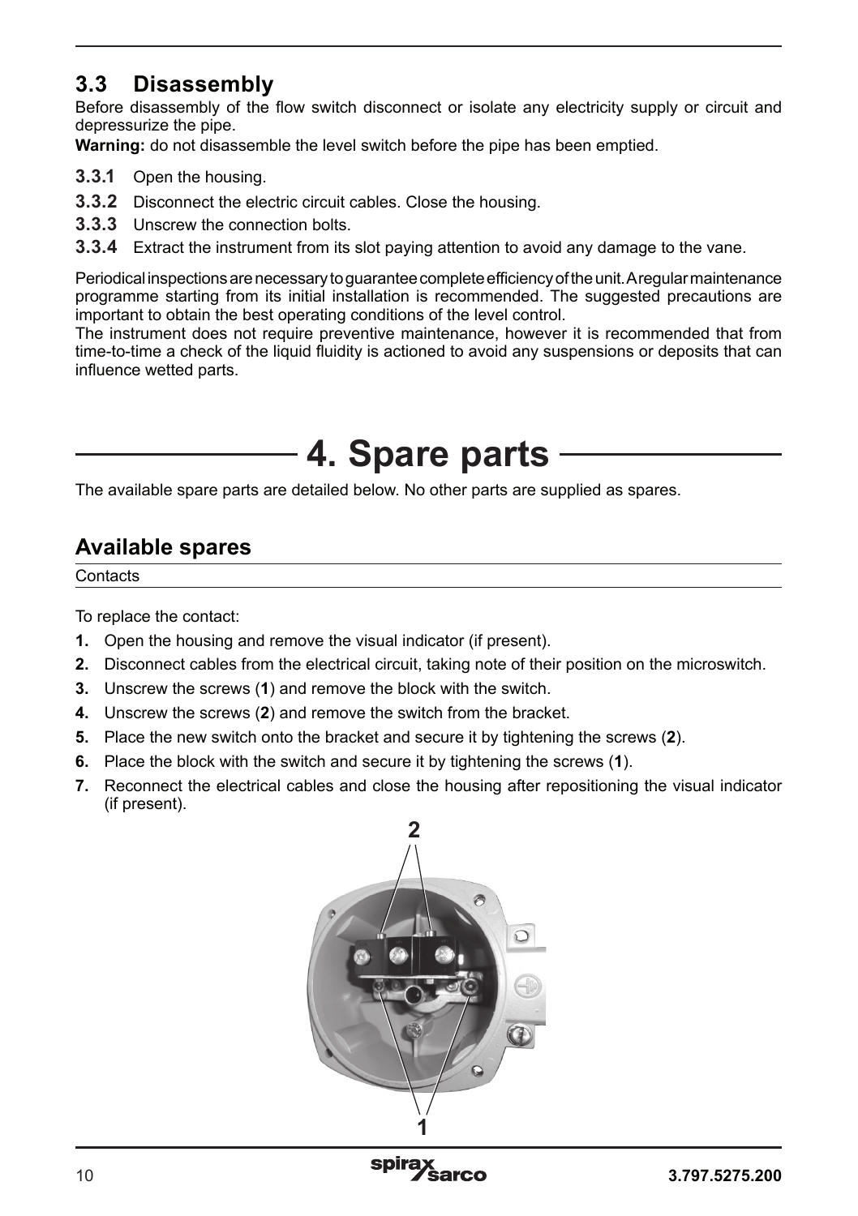## 3.3 Disassembly

Before disassembly of the flow switch disconnect or isolate any electricity supply or circuit and depressurize the pipe.

**Warning:** do not disassemble the level switch before the pipe has been emptied.

**3.3.1** Open the housing.

**3.3.2** Disconnect the electric circuit cables. Close the housing.

**3.3.3** Unscrew the connection bolts.

**3.3.4** Extract the instrument from its slot paying attention to avoid any damage to the vane.

Periodical inspections are necessary to guarantee complete efficiency of the unit. A regular maintenance programme starting from its initial installation is recommended. The suggested precautions are important to obtain the best operating conditions of the level control.

The instrument does not require preventive maintenance, however it is recommended that from time-to-time a check of the liquid fluidity is actioned to avoid any suspensions or deposits that can influence wetted parts.

# 4. Spare parts

The available spare parts are detailed below. No other parts are supplied as spares.

## Available spares

Contacts

To replace the contact:

1. Open the housing and remove the visual indicator (if present).
2. Disconnect cables from the electrical circuit, taking note of their position on the microswitch.
3. Unscrew the screws (**1**) and remove the block with the switch.
4. Unscrew the screws (**2**) and remove the switch from the bracket.
5. Place the new switch onto the bracket and secure it by tightening the screws (**2**).
6. Place the block with the switch and secure it by tightening the screws (**1**).
7. Reconnect the electrical cables and close the housing after repositioning the visual indicator (if present).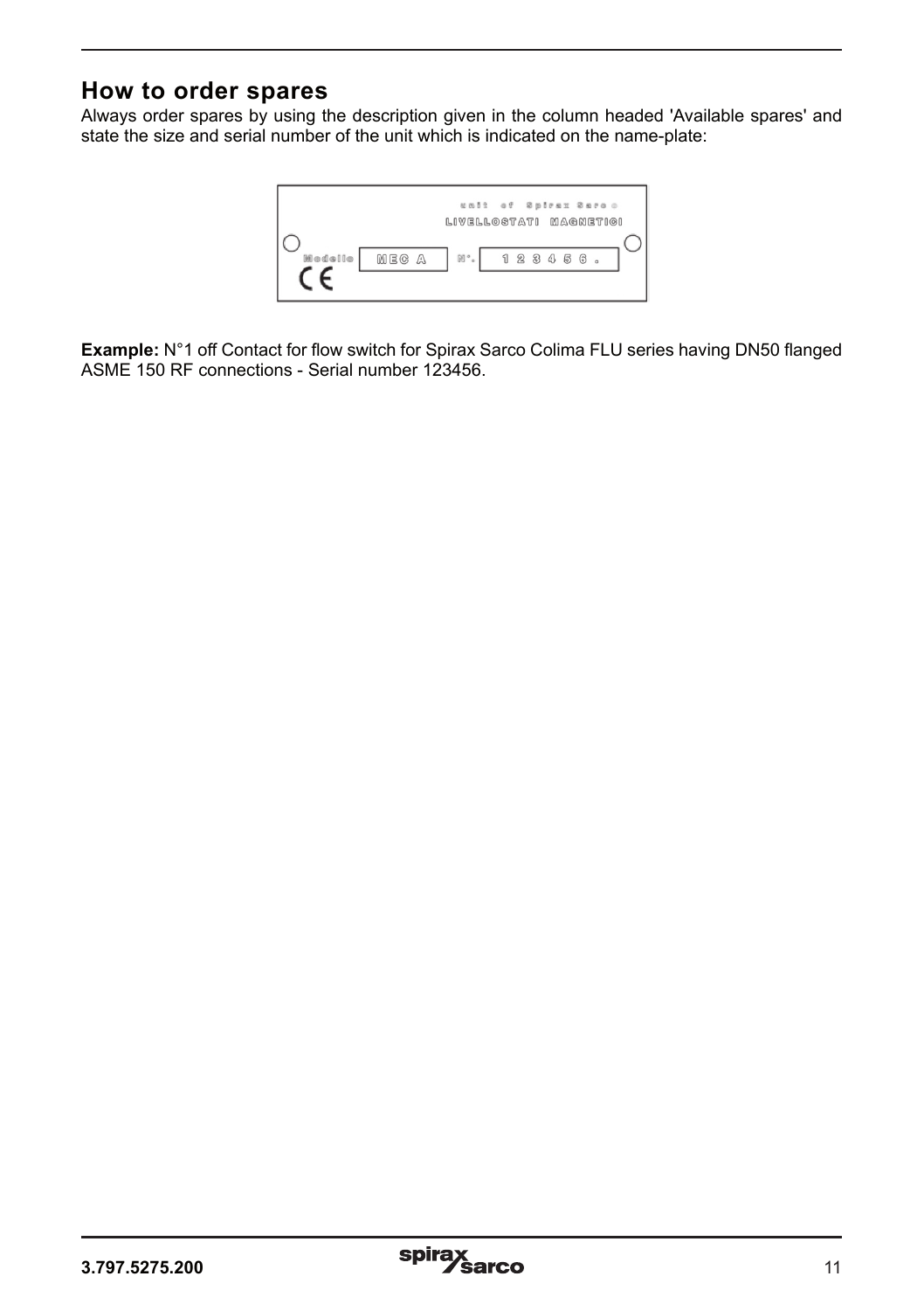## How to order spares

Always order spares by using the description given in the column headed 'Available spares' and state the size and serial number of the unit which is indicated on the name-plate:

**Example:** N°1 off Contact for flow switch for Spirax Sarco Colima FLU series having DN50 flanged ASME 150 RF connections - Serial number 123456.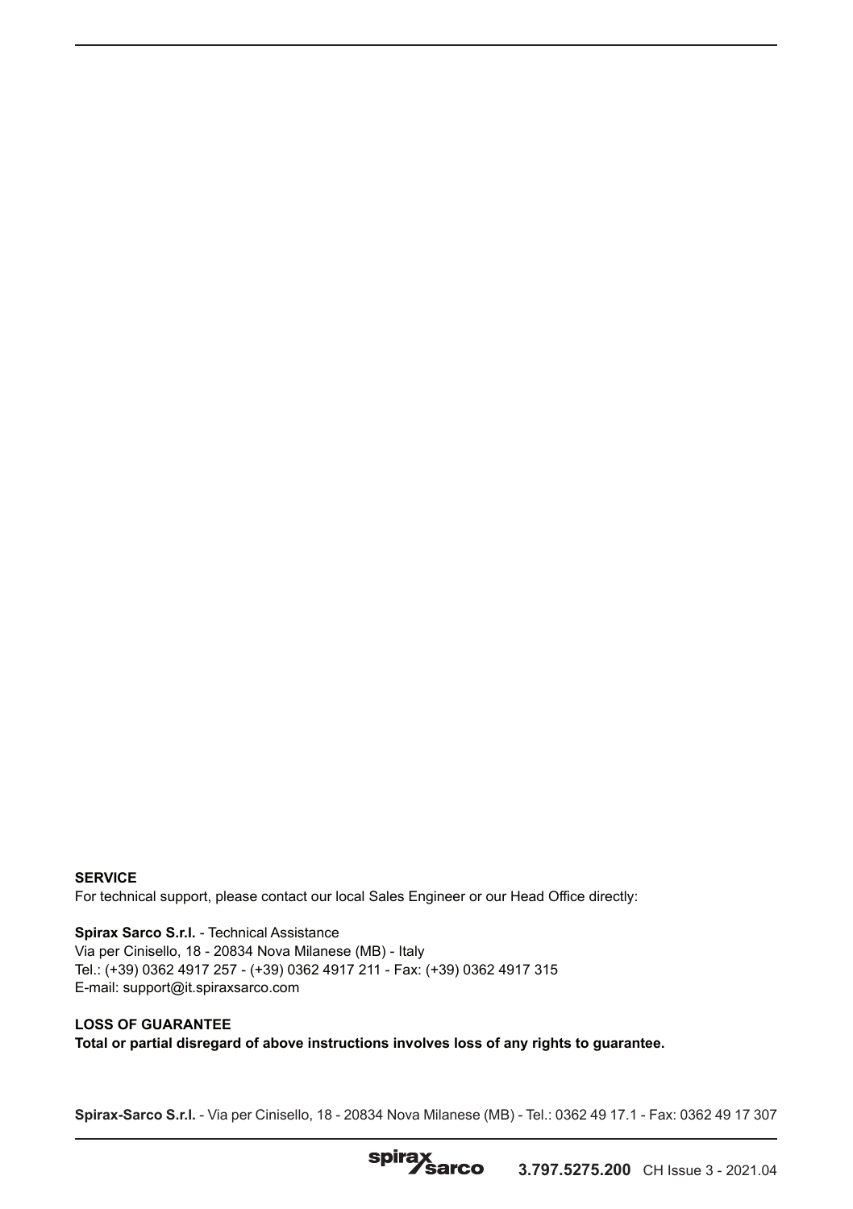**SERVICE**

For technical support, please contact our local Sales Engineer or our Head Office directly:

**Spirax Sarco S.r.l.** - Technical Assistance
Via per Cinisello, 18 - 20834 Nova Milanese (MB) - Italy
Tel.: (+39) 0362 4917 257 - (+39) 0362 4917 211 - Fax: (+39) 0362 4917 315
E-mail: support@it.spiraxsarco.com

**LOSS OF GUARANTEE**

**Total or partial disregard of above instructions involves loss of any rights to guarantee.**

**Spirax-Sarco S.r.l.** - Via per Cinisello, 18 - 20834 Nova Milanese (MB) - Tel.: 0362 49 17.1 - Fax: 0362 49 17 307

**3.797.5275.200** CH Issue 3 - 2021.04